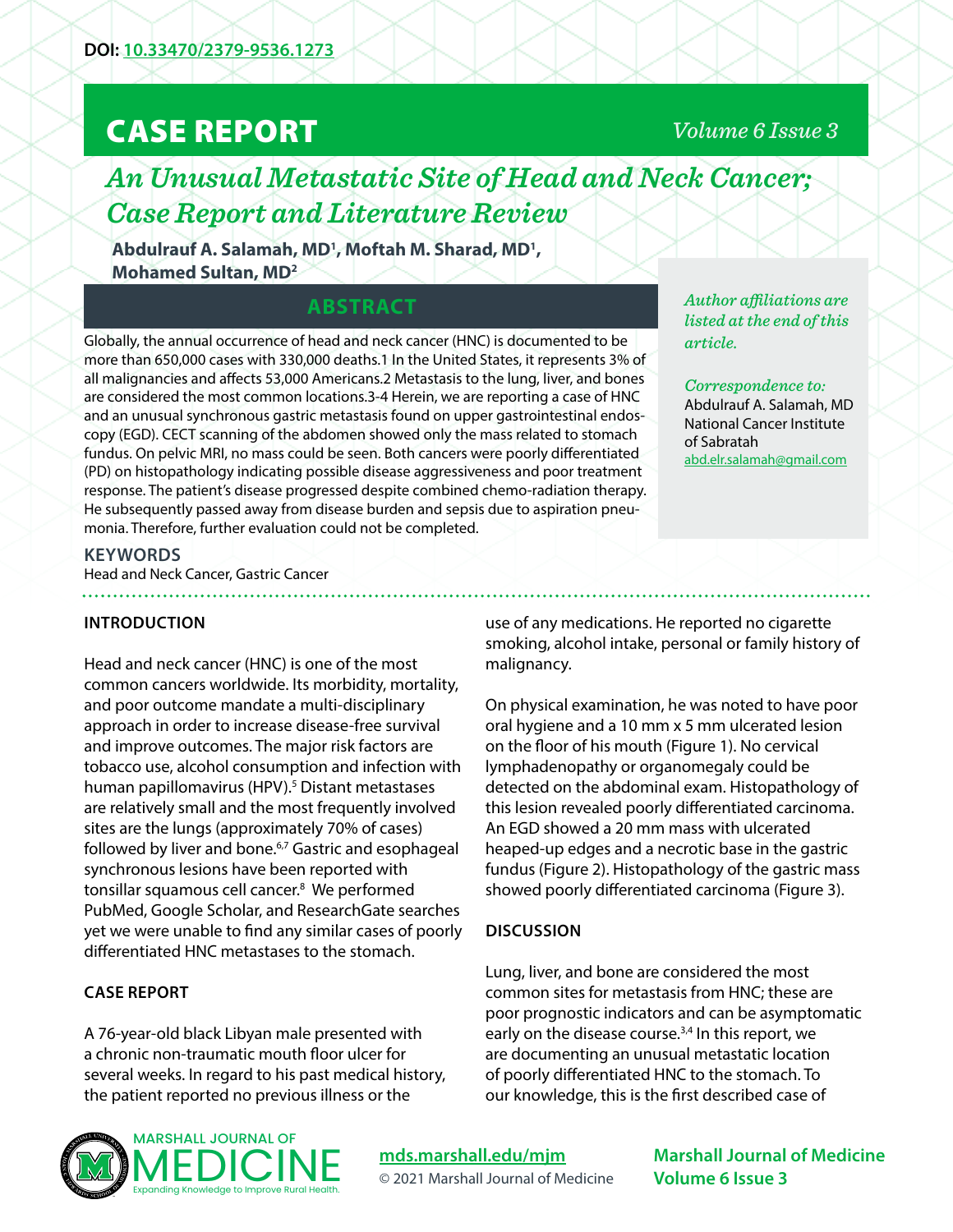DOI: 10.33470/2379-9536.1273

# CASE REPORT

# An Unusual Metastatic Site of Head and Neck Cancer; Case Report and Literature Review

**Abdulrauf A. Salamah, MD[1], Moftah M. Sharad, MD[1], Mohamed Sultan, MD[2]**

*Author affiliations are listed at the end of this article.*

*Correspondence to:*
Abdulrauf A. Salamah, MD
National Cancer Institute of Sabratah
abd.elr.salamah@gmail.com

## ABSTRACT

Globally, the annual occurrence of head and neck cancer (HNC) is documented to be more than 650,000 cases with 330,000 deaths.1 In the United States, it represents 3% of all malignancies and affects 53,000 Americans.2 Metastasis to the lung, liver, and bones are considered the most common locations.3-4 Herein, we are reporting a case of HNC and an unusual synchronous gastric metastasis found on upper gastrointestinal endoscopy (EGD). CECT scanning of the abdomen showed only the mass related to stomach fundus. On pelvic MRI, no mass could be seen. Both cancers were poorly differentiated (PD) on histopathology indicating possible disease aggressiveness and poor treatment response. The patient's disease progressed despite combined chemo-radiation therapy. He subsequently passed away from disease burden and sepsis due to aspiration pneumonia. Therefore, further evaluation could not be completed.

### KEYWORDS

Head and Neck Cancer, Gastric Cancer

## INTRODUCTION

Head and neck cancer (HNC) is one of the most common cancers worldwide. Its morbidity, mortality, and poor outcome mandate a multi-disciplinary approach in order to increase disease-free survival and improve outcomes. The major risk factors are tobacco use, alcohol consumption and infection with human papillomavirus (HPV).[5] Distant metastases are relatively small and the most frequently involved sites are the lungs (approximately 70% of cases) followed by liver and bone.[6,7] Gastric and esophageal synchronous lesions have been reported with tonsillar squamous cell cancer.[8] We performed PubMed, Google Scholar, and ResearchGate searches yet we were unable to find any similar cases of poorly differentiated HNC metastases to the stomach.

## CASE REPORT

A 76-year-old black Libyan male presented with a chronic non-traumatic mouth floor ulcer for several weeks. In regard to his past medical history, the patient reported no previous illness or the use of any medications. He reported no cigarette smoking, alcohol intake, personal or family history of malignancy.

On physical examination, he was noted to have poor oral hygiene and a 10 mm x 5 mm ulcerated lesion on the floor of his mouth (Figure 1). No cervical lymphadenopathy or organomegaly could be detected on the abdominal exam. Histopathology of this lesion revealed poorly differentiated carcinoma. An EGD showed a 20 mm mass with ulcerated heaped-up edges and a necrotic base in the gastric fundus (Figure 2). Histopathology of the gastric mass showed poorly differentiated carcinoma (Figure 3).

## DISCUSSION

Lung, liver, and bone are considered the most common sites for metastasis from HNC; these are poor prognostic indicators and can be asymptomatic early on the disease course.[3,4] In this report, we are documenting an unusual metastatic location of poorly differentiated HNC to the stomach. To our knowledge, this is the first described case of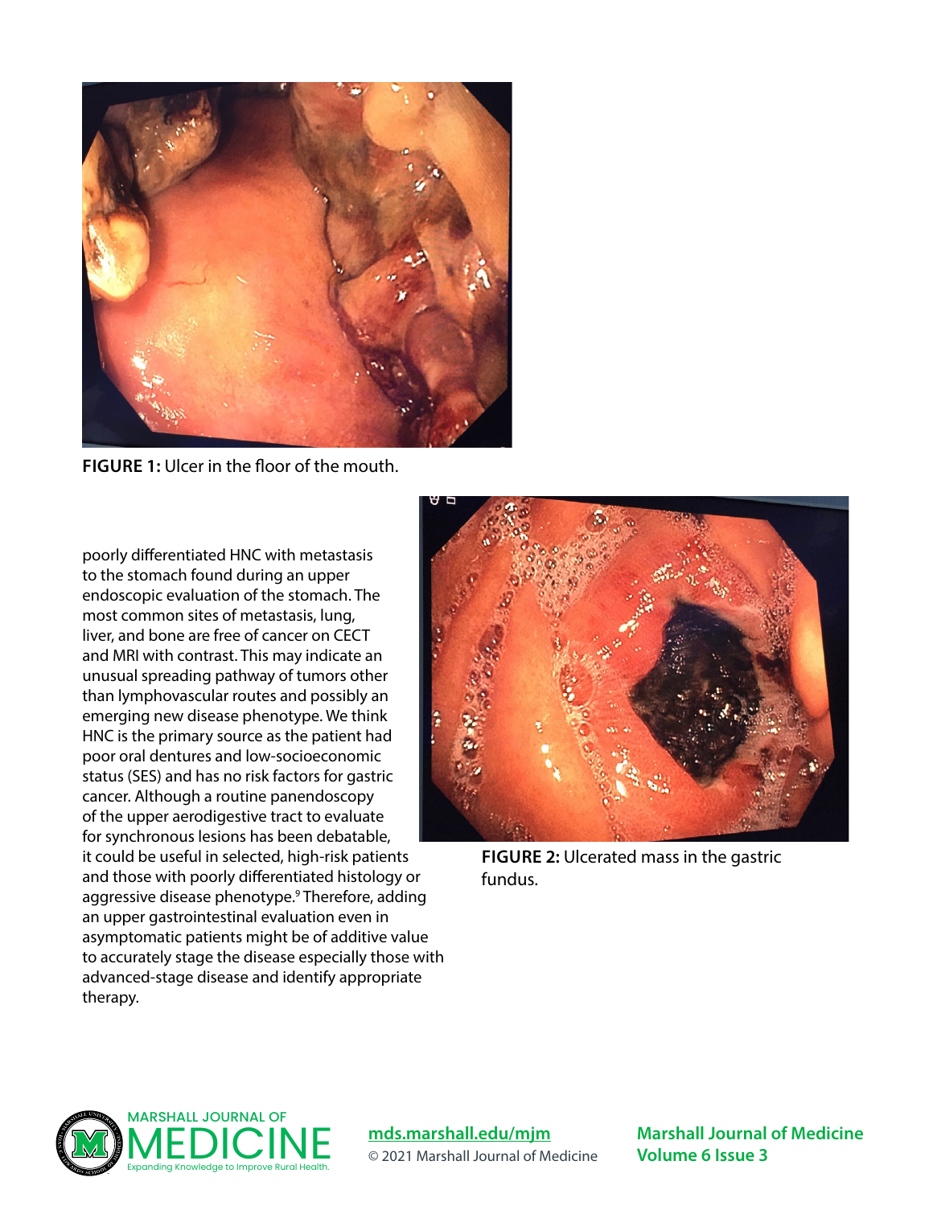FIGURE 1: Ulcer in the floor of the mouth.

poorly differentiated HNC with metastasis to the stomach found during an upper endoscopic evaluation of the stomach. The most common sites of metastasis, lung, liver, and bone are free of cancer on CECT and MRI with contrast. This may indicate an unusual spreading pathway of tumors other than lymphovascular routes and possibly an emerging new disease phenotype. We think HNC is the primary source as the patient had poor oral dentures and low-socioeconomic status (SES) and has no risk factors for gastric cancer. Although a routine panendoscopy of the upper aerodigestive tract to evaluate for synchronous lesions has been debatable, it could be useful in selected, high-risk patients and those with poorly differentiated histology or aggressive disease phenotype.[9] Therefore, adding an upper gastrointestinal evaluation even in asymptomatic patients might be of additive value to accurately stage the disease especially those with advanced-stage disease and identify appropriate therapy.

FIGURE 2: Ulcerated mass in the gastric fundus.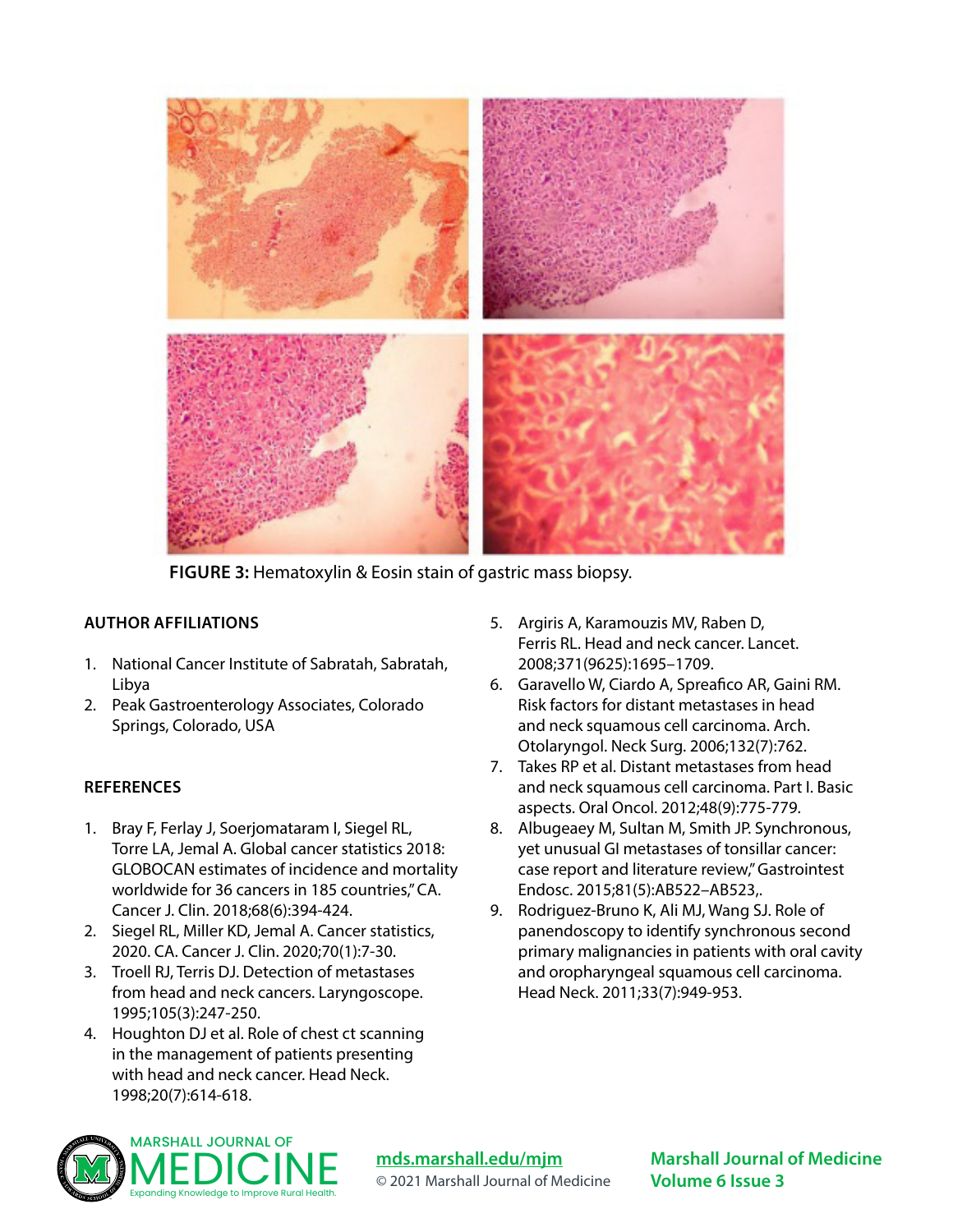**FIGURE 3:** Hematoxylin & Eosin stain of gastric mass biopsy.

## AUTHOR AFFILIATIONS

1. National Cancer Institute of Sabratah, Sabratah, Libya
2. Peak Gastroenterology Associates, Colorado Springs, Colorado, USA

## REFERENCES

1. Bray F, Ferlay J, Soerjomataram I, Siegel RL, Torre LA, Jemal A. Global cancer statistics 2018: GLOBOCAN estimates of incidence and mortality worldwide for 36 cancers in 185 countries," CA. Cancer J. Clin. 2018;68(6):394-424.
2. Siegel RL, Miller KD, Jemal A. Cancer statistics, 2020. CA. Cancer J. Clin. 2020;70(1):7-30.
3. Troell RJ, Terris DJ. Detection of metastases from head and neck cancers. Laryngoscope. 1995;105(3):247-250.
4. Houghton DJ et al. Role of chest ct scanning in the management of patients presenting with head and neck cancer. Head Neck. 1998;20(7):614-618.
5. Argiris A, Karamouzis MV, Raben D, Ferris RL. Head and neck cancer. Lancet. 2008;371(9625):1695–1709.
6. Garavello W, Ciardo A, Spreafico AR, Gaini RM. Risk factors for distant metastases in head and neck squamous cell carcinoma. Arch. Otolaryngol. Neck Surg. 2006;132(7):762.
7. Takes RP et al. Distant metastases from head and neck squamous cell carcinoma. Part I. Basic aspects. Oral Oncol. 2012;48(9):775-779.
8. Albugeaey M, Sultan M, Smith JP. Synchronous, yet unusual GI metastases of tonsillar cancer: case report and literature review," Gastrointest Endosc. 2015;81(5):AB522–AB523,.
9. Rodriguez-Bruno K, Ali MJ, Wang SJ. Role of panendoscopy to identify synchronous second primary malignancies in patients with oral cavity and oropharyngeal squamous cell carcinoma. Head Neck. 2011;33(7):949-953.